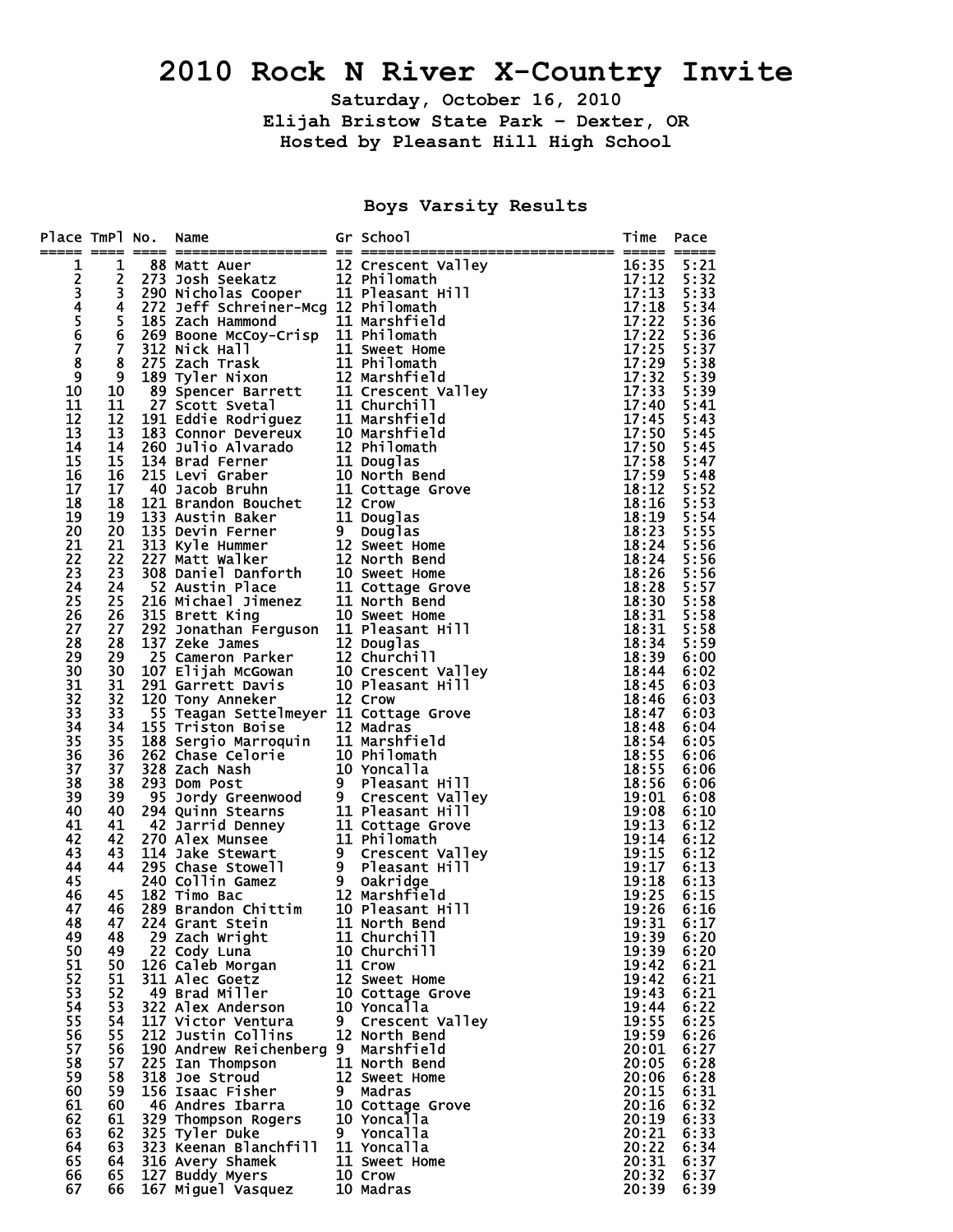# 2010 Rock N River X-Country Invite

**Saturday, October 16, 2010**

**Elijah Bristow State Park - Dexter, OR**

**Hosted by Pleasant Hill High School**

## Boys Varsity Results

| Place | TmPl | No. | Name | Gr | School | Time | Pace |
|---|---|---|---|---|---|---|---|
| 1 | 1 | 88 | Matt Auer | 12 | Crescent Valley | 16:35 | 5:21 |
| 2 | 2 | 273 | Josh Seekatz | 12 | Philomath | 17:12 | 5:32 |
| 3 | 3 | 290 | Nicholas Cooper | 11 | Pleasant Hill | 17:13 | 5:33 |
| 4 | 4 | 272 | Jeff Schreiner-Mcg | 12 | Philomath | 17:18 | 5:34 |
| 5 | 5 | 185 | Zach Hammond | 11 | Marshfield | 17:22 | 5:36 |
| 6 | 6 | 269 | Boone McCoy-Crisp | 11 | Philomath | 17:22 | 5:36 |
| 7 | 7 | 312 | Nick Hall | 11 | Sweet Home | 17:25 | 5:37 |
| 8 | 8 | 275 | Zach Trask | 11 | Philomath | 17:29 | 5:38 |
| 9 | 9 | 189 | Tyler Nixon | 12 | Marshfield | 17:32 | 5:39 |
| 10 | 10 | 89 | Spencer Barrett | 11 | Crescent Valley | 17:33 | 5:39 |
| 11 | 11 | 27 | Scott Svetal | 11 | Churchill | 17:40 | 5:41 |
| 12 | 12 | 191 | Eddie Rodriguez | 11 | Marshfield | 17:45 | 5:43 |
| 13 | 13 | 183 | Connor Devereux | 10 | Marshfield | 17:50 | 5:45 |
| 14 | 14 | 260 | Julio Alvarado | 12 | Philomath | 17:50 | 5:45 |
| 15 | 15 | 134 | Brad Ferner | 11 | Douglas | 17:58 | 5:47 |
| 16 | 16 | 215 | Levi Graber | 10 | North Bend | 17:59 | 5:48 |
| 17 | 17 | 40 | Jacob Bruhn | 11 | Cottage Grove | 18:12 | 5:52 |
| 18 | 18 | 121 | Brandon Bouchet | 12 | Crow | 18:16 | 5:53 |
| 19 | 19 | 133 | Austin Baker | 11 | Douglas | 18:19 | 5:54 |
| 20 | 20 | 135 | Devin Ferner | 9 | Douglas | 18:23 | 5:55 |
| 21 | 21 | 313 | Kyle Hummer | 12 | Sweet Home | 18:24 | 5:56 |
| 22 | 22 | 227 | Matt Walker | 12 | North Bend | 18:24 | 5:56 |
| 23 | 23 | 308 | Daniel Danforth | 10 | Sweet Home | 18:26 | 5:56 |
| 24 | 24 | 52 | Austin Place | 11 | Cottage Grove | 18:28 | 5:57 |
| 25 | 25 | 216 | Michael Jimenez | 11 | North Bend | 18:30 | 5:58 |
| 26 | 26 | 315 | Brett King | 10 | Sweet Home | 18:31 | 5:58 |
| 27 | 27 | 292 | Jonathan Ferguson | 11 | Pleasant Hill | 18:31 | 5:58 |
| 28 | 28 | 137 | Zeke James | 12 | Douglas | 18:34 | 5:59 |
| 29 | 29 | 25 | Cameron Parker | 12 | Churchill | 18:39 | 6:00 |
| 30 | 30 | 107 | Elijah McGowan | 10 | Crescent Valley | 18:44 | 6:02 |
| 31 | 31 | 291 | Garrett Davis | 10 | Pleasant Hill | 18:45 | 6:03 |
| 32 | 32 | 120 | Tony Anneker | 12 | Crow | 18:46 | 6:03 |
| 33 | 33 | 55 | Teagan Settelmeyer | 11 | Cottage Grove | 18:47 | 6:03 |
| 34 | 34 | 155 | Triston Boise | 12 | Madras | 18:48 | 6:04 |
| 35 | 35 | 188 | Sergio Marroquin | 11 | Marshfield | 18:54 | 6:05 |
| 36 | 36 | 262 | Chase Celorie | 10 | Philomath | 18:55 | 6:06 |
| 37 | 37 | 328 | Zach Nash | 10 | Yoncalla | 18:55 | 6:06 |
| 38 | 38 | 293 | Dom Post | 9 | Pleasant Hill | 18:56 | 6:06 |
| 39 | 39 | 95 | Jordy Greenwood | 9 | Crescent Valley | 19:01 | 6:08 |
| 40 | 40 | 294 | Quinn Stearns | 11 | Pleasant Hill | 19:08 | 6:10 |
| 41 | 41 | 42 | Jarrid Denney | 11 | Cottage Grove | 19:13 | 6:12 |
| 42 | 42 | 270 | Alex Munsee | 11 | Philomath | 19:14 | 6:12 |
| 43 | 43 | 114 | Jake Stewart | 9 | Crescent Valley | 19:15 | 6:12 |
| 44 | 44 | 295 | Chase Stowell | 9 | Pleasant Hill | 19:17 | 6:13 |
| 45 | | 240 | Collin Gamez | 9 | Oakridge | 19:18 | 6:13 |
| 46 | 45 | 182 | Timo Bac | 12 | Marshfield | 19:25 | 6:15 |
| 47 | 46 | 289 | Brandon Chittim | 10 | Pleasant Hill | 19:26 | 6:16 |
| 48 | 47 | 224 | Grant Stein | 11 | North Bend | 19:31 | 6:17 |
| 49 | 48 | 29 | Zach Wright | 11 | Churchill | 19:39 | 6:20 |
| 50 | 49 | 22 | Cody Luna | 10 | Churchill | 19:39 | 6:20 |
| 51 | 50 | 126 | Caleb Morgan | 11 | Crow | 19:42 | 6:21 |
| 52 | 51 | 311 | Alec Goetz | 12 | Sweet Home | 19:42 | 6:21 |
| 53 | 52 | 49 | Brad Miller | 10 | Cottage Grove | 19:43 | 6:21 |
| 54 | 53 | 322 | Alex Anderson | 10 | Yoncalla | 19:44 | 6:22 |
| 55 | 54 | 117 | Victor Ventura | 9 | Crescent Valley | 19:55 | 6:25 |
| 56 | 55 | 212 | Justin Collins | 12 | North Bend | 19:59 | 6:26 |
| 57 | 56 | 190 | Andrew Reichenberg | 9 | Marshfield | 20:01 | 6:27 |
| 58 | 57 | 225 | Ian Thompson | 11 | North Bend | 20:05 | 6:28 |
| 59 | 58 | 318 | Joe Stroud | 12 | Sweet Home | 20:06 | 6:28 |
| 60 | 59 | 156 | Isaac Fisher | 9 | Madras | 20:15 | 6:31 |
| 61 | 60 | 46 | Andres Ibarra | 10 | Cottage Grove | 20:16 | 6:32 |
| 62 | 61 | 329 | Thompson Rogers | 10 | Yoncalla | 20:19 | 6:33 |
| 63 | 62 | 325 | Tyler Duke | 9 | Yoncalla | 20:21 | 6:33 |
| 64 | 63 | 323 | Keenan Blanchfill | 11 | Yoncalla | 20:22 | 6:34 |
| 65 | 64 | 316 | Avery Shamek | 11 | Sweet Home | 20:31 | 6:37 |
| 66 | 65 | 127 | Buddy Myers | 10 | Crow | 20:32 | 6:37 |
| 67 | 66 | 167 | Miguel Vasquez | 10 | Madras | 20:39 | 6:39 |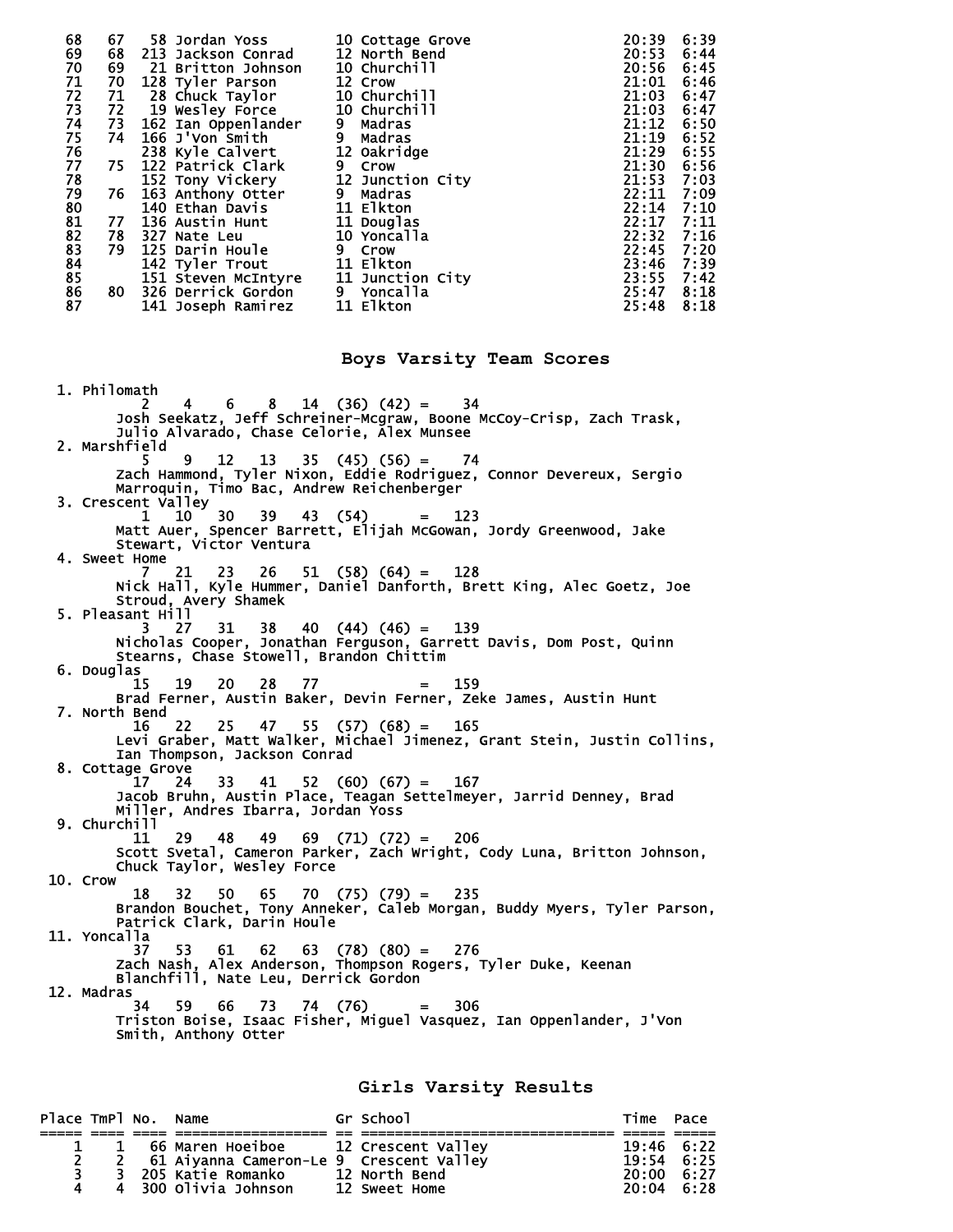| Place | TmPl | No. | Name | Gr | School | Time | Pace |
|---|---|---|---|---|---|---|---|
| 68 | 67 | 58 | Jordan Yoss | 10 | Cottage Grove | 20:39 | 6:39 |
| 69 | 68 | 213 | Jackson Conrad | 12 | North Bend | 20:53 | 6:44 |
| 70 | 69 | 21 | Britton Johnson | 10 | Churchill | 20:56 | 6:45 |
| 71 | 70 | 128 | Tyler Parson | 12 | Crow | 21:01 | 6:46 |
| 72 | 71 | 28 | Chuck Taylor | 10 | Churchill | 21:03 | 6:47 |
| 73 | 72 | 19 | Wesley Force | 10 | Churchill | 21:03 | 6:47 |
| 74 | 73 | 162 | Ian Oppenlander | 9 | Madras | 21:12 | 6:50 |
| 75 | 74 | 166 | J'Von Smith | 9 | Madras | 21:19 | 6:52 |
| 76 | | 238 | Kyle Calvert | 12 | Oakridge | 21:29 | 6:55 |
| 77 | 75 | 122 | Patrick Clark | 9 | Crow | 21:30 | 6:56 |
| 78 | | 152 | Tony Vickery | 12 | Junction City | 21:53 | 7:03 |
| 79 | 76 | 163 | Anthony Otter | 9 | Madras | 22:11 | 7:09 |
| 80 | | 140 | Ethan Davis | 11 | Elkton | 22:14 | 7:10 |
| 81 | 77 | 136 | Austin Hunt | 11 | Douglas | 22:17 | 7:11 |
| 82 | 78 | 327 | Nate Leu | 10 | Yoncalla | 22:32 | 7:16 |
| 83 | 79 | 125 | Darin Houle | 9 | Crow | 22:45 | 7:20 |
| 84 | | 142 | Tyler Trout | 11 | Elkton | 23:46 | 7:39 |
| 85 | | 151 | Steven McIntyre | 11 | Junction City | 23:55 | 7:42 |
| 86 | 80 | 326 | Derrick Gordon | 9 | Yoncalla | 25:47 | 8:18 |
| 87 | | 141 | Joseph Ramirez | 11 | Elkton | 25:48 | 8:18 |

## Boys Varsity Team Scores

1. Philomath
   2 4 6 8 14 (36) (42) = 34
   Josh Seekatz, Jeff Schreiner-Mcgraw, Boone McCoy-Crisp, Zach Trask, Julio Alvarado, Chase Celorie, Alex Munsee
2. Marshfield
   5 9 12 13 35 (45) (56) = 74
   Zach Hammond, Tyler Nixon, Eddie Rodriguez, Connor Devereux, Sergio Marroquin, Timo Bac, Andrew Reichenberger
3. Crescent Valley
   1 10 30 39 43 (54) = 123
   Matt Auer, Spencer Barrett, Elijah McGowan, Jordy Greenwood, Jake Stewart, Victor Ventura
4. Sweet Home
   7 21 23 26 51 (58) (64) = 128
   Nick Hall, Kyle Hummer, Daniel Danforth, Brett King, Alec Goetz, Joe Stroud, Avery Shamek
5. Pleasant Hill
   3 27 31 38 40 (44) (46) = 139
   Nicholas Cooper, Jonathan Ferguson, Garrett Davis, Dom Post, Quinn Stearns, Chase Stowell, Brandon Chittim
6. Douglas
   15 19 20 28 77 = 159
   Brad Ferner, Austin Baker, Devin Ferner, Zeke James, Austin Hunt
7. North Bend
   16 22 25 47 55 (57) (68) = 165
   Levi Graber, Matt Walker, Michael Jimenez, Grant Stein, Justin Collins, Ian Thompson, Jackson Conrad
8. Cottage Grove
   17 24 33 41 52 (60) (67) = 167
   Jacob Bruhn, Austin Place, Teagan Settelmeyer, Jarrid Denney, Brad Miller, Andres Ibarra, Jordan Yoss
9. Churchill
   11 29 48 49 69 (71) (72) = 206
   Scott Svetal, Cameron Parker, Zach Wright, Cody Luna, Britton Johnson, Chuck Taylor, Wesley Force
10. Crow
    18 32 50 65 70 (75) (79) = 235
    Brandon Bouchet, Tony Anneker, Caleb Morgan, Buddy Myers, Tyler Parson, Patrick Clark, Darin Houle
11. Yoncalla
    37 53 61 62 63 (78) (80) = 276
    Zach Nash, Alex Anderson, Thompson Rogers, Tyler Duke, Keenan Blanchfill, Nate Leu, Derrick Gordon
12. Madras
    34 59 66 73 74 (76) = 306
    Triston Boise, Isaac Fisher, Miguel Vasquez, Ian Oppenlander, J'Von Smith, Anthony Otter

## Girls Varsity Results

| Place | TmPl | No. | Name | Gr | School | Time | Pace |
|---|---|---|---|---|---|---|---|
| 1 | 1 | 66 | Maren Hoeiboe | 12 | Crescent Valley | 19:46 | 6:22 |
| 2 | 2 | 61 | Aiyanna Cameron-Le | 9 | Crescent Valley | 19:54 | 6:25 |
| 3 | 3 | 205 | Katie Romanko | 12 | North Bend | 20:00 | 6:27 |
| 4 | 4 | 300 | Olivia Johnson | 12 | Sweet Home | 20:04 | 6:28 |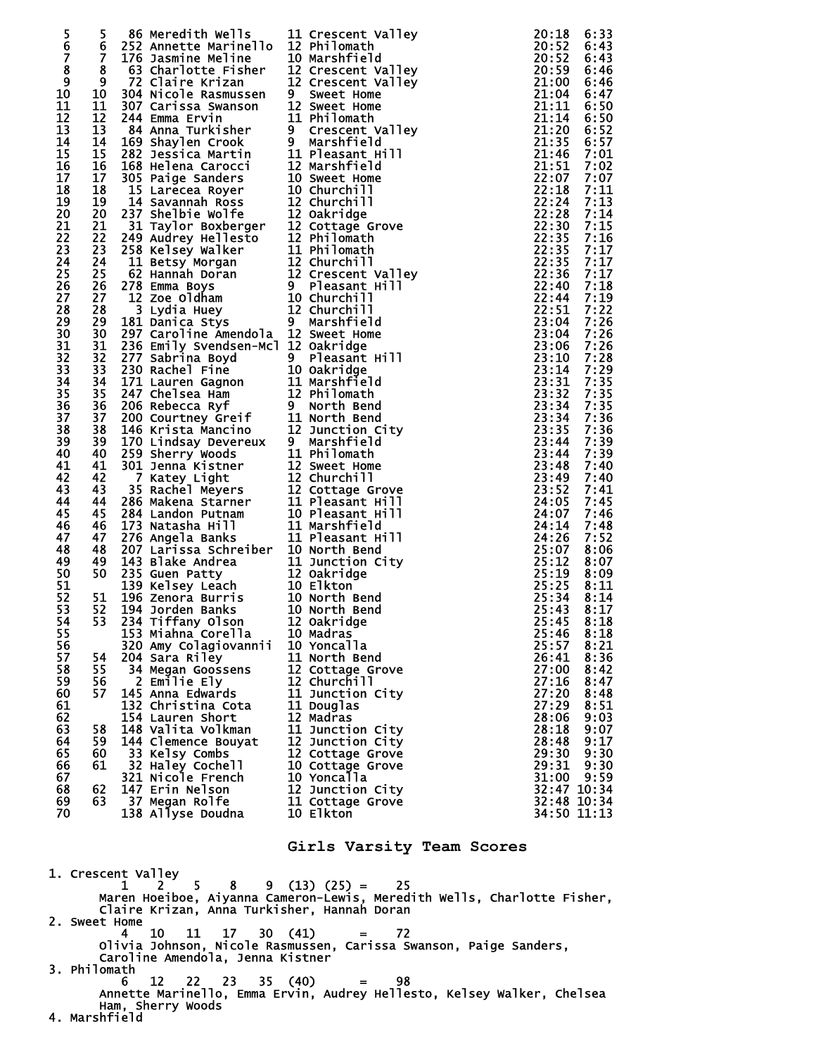| Place | Team Place | No. | Name | Yr | School | Time | Pace |
|---|---|---|---|---|---|---|---|
| 5 | 5 | 86 | Meredith Wells | 11 | Crescent Valley | 20:18 | 6:33 |
| 6 | 6 | 252 | Annette Marinello | 12 | Philomath | 20:52 | 6:43 |
| 7 | 7 | 176 | Jasmine Meline | 10 | Marshfield | 20:52 | 6:43 |
| 8 | 8 | 63 | Charlotte Fisher | 12 | Crescent Valley | 20:59 | 6:46 |
| 9 | 9 | 72 | Claire Krizan | 12 | Crescent Valley | 21:00 | 6:46 |
| 10 | 10 | 304 | Nicole Rasmussen | 9 | Sweet Home | 21:04 | 6:47 |
| 11 | 11 | 307 | Carissa Swanson | 12 | Sweet Home | 21:11 | 6:50 |
| 12 | 12 | 244 | Emma Ervin | 11 | Philomath | 21:14 | 6:50 |
| 13 | 13 | 84 | Anna Turkisher | 9 | Crescent Valley | 21:20 | 6:52 |
| 14 | 14 | 169 | Shaylen Crook | 9 | Marshfield | 21:35 | 6:57 |
| 15 | 15 | 282 | Jessica Martin | 11 | Pleasant Hill | 21:46 | 7:01 |
| 16 | 16 | 168 | Helena Carocci | 12 | Marshfield | 21:51 | 7:02 |
| 17 | 17 | 305 | Paige Sanders | 10 | Sweet Home | 22:07 | 7:07 |
| 18 | 18 | 15 | Larecea Royer | 10 | Churchill | 22:18 | 7:11 |
| 19 | 19 | 14 | Savannah Ross | 12 | Churchill | 22:24 | 7:13 |
| 20 | 20 | 237 | Shelbie Wolfe | 12 | Oakridge | 22:28 | 7:14 |
| 21 | 21 | 31 | Taylor Boxberger | 12 | Cottage Grove | 22:30 | 7:15 |
| 22 | 22 | 249 | Audrey Hellesto | 12 | Philomath | 22:35 | 7:16 |
| 23 | 23 | 258 | Kelsey Walker | 11 | Philomath | 22:35 | 7:17 |
| 24 | 24 | 11 | Betsy Morgan | 12 | Churchill | 22:35 | 7:17 |
| 25 | 25 | 62 | Hannah Doran | 12 | Crescent Valley | 22:36 | 7:17 |
| 26 | 26 | 278 | Emma Boys | 9 | Pleasant Hill | 22:40 | 7:18 |
| 27 | 27 | 12 | Zoe Oldham | 10 | Churchill | 22:44 | 7:19 |
| 28 | 28 | 3 | Lydia Huey | 12 | Churchill | 22:51 | 7:22 |
| 29 | 29 | 181 | Danica Stys | 9 | Marshfield | 23:04 | 7:26 |
| 30 | 30 | 297 | Caroline Amendola | 12 | Sweet Home | 23:04 | 7:26 |
| 31 | 31 | 236 | Emily Svendsen-Mcl | 12 | Oakridge | 23:06 | 7:26 |
| 32 | 32 | 277 | Sabrina Boyd | 9 | Pleasant Hill | 23:10 | 7:28 |
| 33 | 33 | 230 | Rachel Fine | 10 | Oakridge | 23:14 | 7:29 |
| 34 | 34 | 171 | Lauren Gagnon | 11 | Marshfield | 23:31 | 7:35 |
| 35 | 35 | 247 | Chelsea Ham | 12 | Philomath | 23:32 | 7:35 |
| 36 | 36 | 206 | Rebecca Ryf | 9 | North Bend | 23:34 | 7:35 |
| 37 | 37 | 200 | Courtney Greif | 11 | North Bend | 23:34 | 7:36 |
| 38 | 38 | 146 | Krista Mancino | 12 | Junction City | 23:35 | 7:36 |
| 39 | 39 | 170 | Lindsay Devereux | 9 | Marshfield | 23:44 | 7:39 |
| 40 | 40 | 259 | Sherry Woods | 11 | Philomath | 23:44 | 7:39 |
| 41 | 41 | 301 | Jenna Kistner | 12 | Sweet Home | 23:48 | 7:40 |
| 42 | 42 | 7 | Katey Light | 12 | Churchill | 23:49 | 7:40 |
| 43 | 43 | 35 | Rachel Meyers | 12 | Cottage Grove | 23:52 | 7:41 |
| 44 | 44 | 286 | Makena Starner | 11 | Pleasant Hill | 24:05 | 7:45 |
| 45 | 45 | 284 | Landon Putnam | 10 | Pleasant Hill | 24:07 | 7:46 |
| 46 | 46 | 173 | Natasha Hill | 11 | Marshfield | 24:14 | 7:48 |
| 47 | 47 | 276 | Angela Banks | 11 | Pleasant Hill | 24:26 | 7:52 |
| 48 | 48 | 207 | Larissa Schreiber | 10 | North Bend | 25:07 | 8:06 |
| 49 | 49 | 143 | Blake Andrea | 11 | Junction City | 25:12 | 8:07 |
| 50 | 50 | 235 | Guen Patty | 12 | Oakridge | 25:19 | 8:09 |
| 51 | | 139 | Kelsey Leach | 10 | Elkton | 25:25 | 8:11 |
| 52 | 51 | 196 | Zenora Burris | 10 | North Bend | 25:34 | 8:14 |
| 53 | 52 | 194 | Jorden Banks | 10 | North Bend | 25:43 | 8:17 |
| 54 | 53 | 234 | Tiffany Olson | 12 | Oakridge | 25:45 | 8:18 |
| 55 | | 153 | Miahna Corella | 10 | Madras | 25:46 | 8:18 |
| 56 | | 320 | Amy Colagiovannii | 10 | Yoncalla | 25:57 | 8:21 |
| 57 | 54 | 204 | Sara Riley | 11 | North Bend | 26:41 | 8:36 |
| 58 | 55 | 34 | Megan Goossens | 12 | Cottage Grove | 27:00 | 8:42 |
| 59 | 56 | 2 | Emilie Ely | 12 | Churchill | 27:16 | 8:47 |
| 60 | 57 | 145 | Anna Edwards | 11 | Junction City | 27:20 | 8:48 |
| 61 | | 132 | Christina Cota | 11 | Douglas | 27:29 | 8:51 |
| 62 | | 154 | Lauren Short | 12 | Madras | 28:06 | 9:03 |
| 63 | 58 | 148 | Valita Volkman | 11 | Junction City | 28:18 | 9:07 |
| 64 | 59 | 144 | Clemence Bouyat | 12 | Junction City | 28:48 | 9:17 |
| 65 | 60 | 33 | Kelsy Combs | 12 | Cottage Grove | 29:30 | 9:30 |
| 66 | 61 | 32 | Haley Cochell | 10 | Cottage Grove | 29:31 | 9:30 |
| 67 | | 321 | Nicole French | 10 | Yoncalla | 31:00 | 9:59 |
| 68 | 62 | 147 | Erin Nelson | 12 | Junction City | 32:47 | 10:34 |
| 69 | 63 | 37 | Megan Rolfe | 11 | Cottage Grove | 32:48 | 10:34 |
| 70 | | 138 | Allyse Doudna | 10 | Elkton | 34:50 | 11:13 |

## Girls Varsity Team Scores

1. Crescent Valley
   1 2 5 8 9 (13) (25) = 25
   Maren Hoeiboe, Aiyanna Cameron-Lewis, Meredith Wells, Charlotte Fisher, Claire Krizan, Anna Turkisher, Hannah Doran
2. Sweet Home
   4 10 11 17 30 (41) = 72
   Olivia Johnson, Nicole Rasmussen, Carissa Swanson, Paige Sanders, Caroline Amendola, Jenna Kistner
3. Philomath
   6 12 22 23 35 (40) = 98
   Annette Marinello, Emma Ervin, Audrey Hellesto, Kelsey Walker, Chelsea Ham, Sherry Woods
4. Marshfield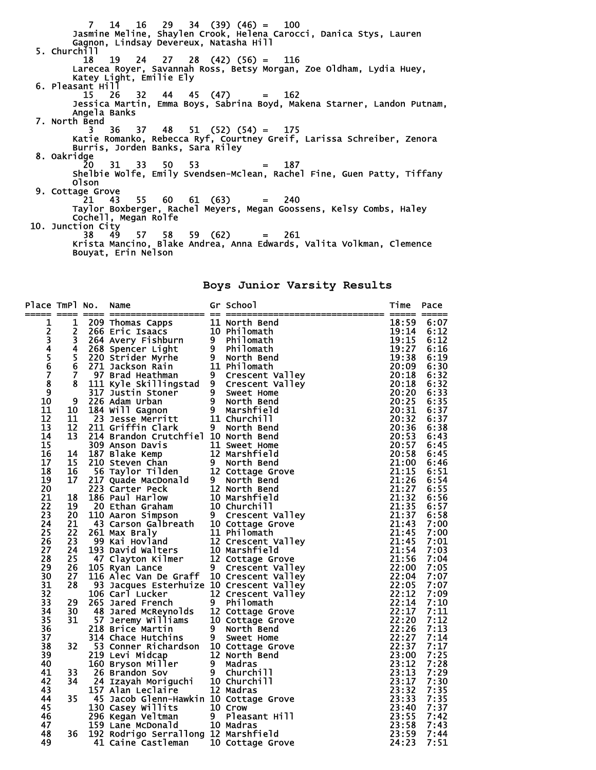```
          7   14   16   29   34  (39) (46) =   100
       Jasmine Meline, Shaylen Crook, Helena Carocci, Danica Stys, Lauren
       Gagnon, Lindsay Devereux, Natasha Hill
  5. Churchill
         18   19   24   27   28  (42) (56) =   116
       Larecea Royer, Savannah Ross, Betsy Morgan, Zoe Oldham, Lydia Huey,
       Katey Light, Emilie Ely
  6. Pleasant Hill
         15   26   32   44   45  (47)      =   162
       Jessica Martin, Emma Boys, Sabrina Boyd, Makena Starner, Landon Putnam,
       Angela Banks
  7. North Bend
          3   36   37   48   51  (52) (54) =   175
       Katie Romanko, Rebecca Ryf, Courtney Greif, Larissa Schreiber, Zenora
       Burris, Jorden Banks, Sara Riley
  8. Oakridge
         20   31   33   50   53            =   187
       Shelbie Wolfe, Emily Svendsen-Mclean, Rachel Fine, Guen Patty, Tiffany
       Olson
  9. Cottage Grove
         21   43   55   60   61  (63)      =   240
       Taylor Boxberger, Rachel Meyers, Megan Goossens, Kelsy Combs, Haley
       Cochell, Megan Rolfe
 10. Junction City
         38   49   57   58   59  (62)      =   261
       Krista Mancino, Blake Andrea, Anna Edwards, Valita Volkman, Clemence
       Bouyat, Erin Nelson
```

## Boys Junior Varsity Results

| Place | TmPl | No. | Name | Gr | School | Time | Pace |
|---|---|---|---|---|---|---|---|
| 1 | 1 | 209 | Thomas Capps | 11 | North Bend | 18:59 | 6:07 |
| 2 | 2 | 266 | Eric Isaacs | 10 | Philomath | 19:14 | 6:12 |
| 3 | 3 | 264 | Avery Fishburn | 9 | Philomath | 19:15 | 6:12 |
| 4 | 4 | 268 | Spencer Light | 9 | Philomath | 19:27 | 6:16 |
| 5 | 5 | 220 | Strider Myrhe | 9 | North Bend | 19:38 | 6:19 |
| 6 | 6 | 271 | Jackson Rain | 11 | Philomath | 20:09 | 6:30 |
| 7 | 7 | 97 | Brad Heathman | 9 | Crescent Valley | 20:18 | 6:32 |
| 8 | 8 | 111 | Kyle Skillingstad | 9 | Crescent Valley | 20:18 | 6:32 |
| 9 | | 317 | Justin Stoner | 9 | Sweet Home | 20:20 | 6:33 |
| 10 | 9 | 226 | Adam Urban | 9 | North Bend | 20:25 | 6:35 |
| 11 | 10 | 184 | Will Gagnon | 9 | Marshfield | 20:31 | 6:37 |
| 12 | 11 | 23 | Jesse Merritt | 11 | Churchill | 20:32 | 6:37 |
| 13 | 12 | 211 | Griffin Clark | 9 | North Bend | 20:36 | 6:38 |
| 14 | 13 | 214 | Brandon Crutchfiel | 10 | North Bend | 20:53 | 6:43 |
| 15 | | 309 | Anson Davis | 11 | Sweet Home | 20:57 | 6:45 |
| 16 | 14 | 187 | Blake Kemp | 12 | Marshfield | 20:58 | 6:45 |
| 17 | 15 | 210 | Steven Chan | 9 | North Bend | 21:00 | 6:46 |
| 18 | 16 | 56 | Taylor Tilden | 12 | Cottage Grove | 21:15 | 6:51 |
| 19 | 17 | 217 | Quade MacDonald | 9 | North Bend | 21:26 | 6:54 |
| 20 | | 223 | Carter Peck | 12 | North Bend | 21:27 | 6:55 |
| 21 | 18 | 186 | Paul Harlow | 10 | Marshfield | 21:32 | 6:56 |
| 22 | 19 | 20 | Ethan Graham | 10 | Churchill | 21:35 | 6:57 |
| 23 | 20 | 110 | Aaron Simpson | 9 | Crescent Valley | 21:37 | 6:58 |
| 24 | 21 | 43 | Carson Galbreath | 10 | Cottage Grove | 21:43 | 7:00 |
| 25 | 22 | 261 | Max Braly | 11 | Philomath | 21:45 | 7:00 |
| 26 | 23 | 99 | Kai Hovland | 12 | Crescent Valley | 21:45 | 7:01 |
| 27 | 24 | 193 | David Walters | 10 | Marshfield | 21:54 | 7:03 |
| 28 | 25 | 47 | Clayton Kilmer | 12 | Cottage Grove | 21:56 | 7:04 |
| 29 | 26 | 105 | Ryan Lance | 9 | Crescent Valley | 22:00 | 7:05 |
| 30 | 27 | 116 | Alec Van De Graff | 10 | Crescent Valley | 22:04 | 7:07 |
| 31 | 28 | 93 | Jacques Esterhuize | 10 | Crescent Valley | 22:05 | 7:07 |
| 32 | | 106 | Carl Lucker | 12 | Crescent Valley | 22:12 | 7:09 |
| 33 | 29 | 265 | Jared French | 9 | Philomath | 22:14 | 7:10 |
| 34 | 30 | 48 | Jared McReynolds | 12 | Cottage Grove | 22:17 | 7:11 |
| 35 | 31 | 57 | Jeremy Williams | 10 | Cottage Grove | 22:20 | 7:12 |
| 36 | | 218 | Brice Martin | 9 | North Bend | 22:26 | 7:13 |
| 37 | | 314 | Chace Hutchins | 9 | Sweet Home | 22:27 | 7:14 |
| 38 | 32 | 53 | Conner Richardson | 10 | Cottage Grove | 22:37 | 7:17 |
| 39 | | 219 | Levi Midcap | 12 | North Bend | 23:00 | 7:25 |
| 40 | | 160 | Bryson Miller | 9 | Madras | 23:12 | 7:28 |
| 41 | 33 | 26 | Brandon Sov | 9 | Churchill | 23:13 | 7:29 |
| 42 | 34 | 24 | Izayah Moriguchi | 10 | Churchill | 23:17 | 7:30 |
| 43 | | 157 | Alan Leclaire | 12 | Madras | 23:32 | 7:35 |
| 44 | 35 | 45 | Jacob Glenn-Hawkin | 10 | Cottage Grove | 23:33 | 7:35 |
| 45 | | 130 | Casey Willits | 10 | Crow | 23:40 | 7:37 |
| 46 | | 296 | Kegan Veltman | 9 | Pleasant Hill | 23:55 | 7:42 |
| 47 | | 159 | Lane McDonald | 10 | Madras | 23:58 | 7:43 |
| 48 | 36 | 192 | Rodrigo Serrallong | 12 | Marshfield | 23:59 | 7:44 |
| 49 | | 41 | Caine Castleman | 10 | Cottage Grove | 24:23 | 7:51 |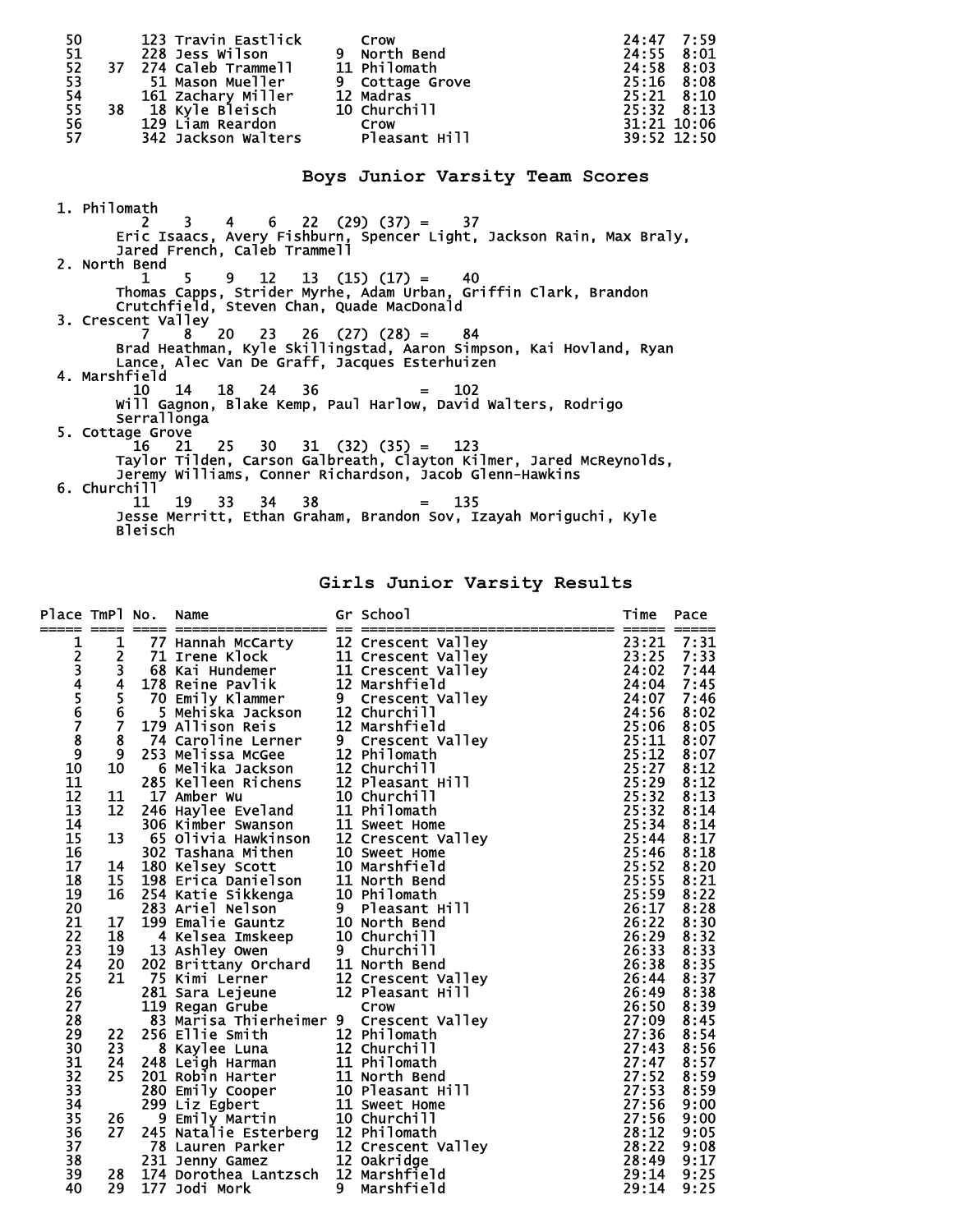| Place | TmPl | No. | Name | Gr | School | Time | Pace |
|---|---|---|---|---|---|---|---|
| 50 | | 123 | Travin Eastlick | | Crow | 24:47 | 7:59 |
| 51 | | 228 | Jess Wilson | 9 | North Bend | 24:55 | 8:01 |
| 52 | 37 | 274 | Caleb Trammell | 11 | Philomath | 24:58 | 8:03 |
| 53 | | 51 | Mason Mueller | 9 | Cottage Grove | 25:16 | 8:08 |
| 54 | | 161 | Zachary Miller | 12 | Madras | 25:21 | 8:10 |
| 55 | 38 | 18 | Kyle Bleisch | 10 | Churchill | 25:32 | 8:13 |
| 56 | | 129 | Liam Reardon | | Crow | 31:21 | 10:06 |
| 57 | | 342 | Jackson Walters | | Pleasant Hill | 39:52 | 12:50 |

## Boys Junior Varsity Team Scores

1. Philomath
   2 3 4 6 22 (29) (37) = 37
   Eric Isaacs, Avery Fishburn, Spencer Light, Jackson Rain, Max Braly, Jared French, Caleb Trammell
2. North Bend
   1 5 9 12 13 (15) (17) = 40
   Thomas Capps, Strider Myrhe, Adam Urban, Griffin Clark, Brandon Crutchfield, Steven Chan, Quade MacDonald
3. Crescent Valley
   7 8 20 23 26 (27) (28) = 84
   Brad Heathman, Kyle Skillingstad, Aaron Simpson, Kai Hovland, Ryan Lance, Alec Van De Graff, Jacques Esterhuizen
4. Marshfield
   10 14 18 24 36 = 102
   Will Gagnon, Blake Kemp, Paul Harlow, David Walters, Rodrigo Serrallonga
5. Cottage Grove
   16 21 25 30 31 (32) (35) = 123
   Taylor Tilden, Carson Galbreath, Clayton Kilmer, Jared McReynolds, Jeremy Williams, Conner Richardson, Jacob Glenn-Hawkins
6. Churchill
   11 19 33 34 38 = 135
   Jesse Merritt, Ethan Graham, Brandon Sov, Izayah Moriguchi, Kyle Bleisch

## Girls Junior Varsity Results

| Place | TmPl | No. | Name | Gr | School | Time | Pace |
|---|---|---|---|---|---|---|---|
| 1 | 1 | 77 | Hannah McCarty | 12 | Crescent Valley | 23:21 | 7:31 |
| 2 | 2 | 71 | Irene Klock | 11 | Crescent Valley | 23:25 | 7:33 |
| 3 | 3 | 68 | Kai Hundemer | 11 | Crescent Valley | 24:02 | 7:44 |
| 4 | 4 | 178 | Reine Pavlik | 12 | Marshfield | 24:04 | 7:45 |
| 5 | 5 | 70 | Emily Klammer | 9 | Crescent Valley | 24:07 | 7:46 |
| 6 | 6 | 5 | Mehiska Jackson | 12 | Churchill | 24:56 | 8:02 |
| 7 | 7 | 179 | Allison Reis | 12 | Marshfield | 25:06 | 8:05 |
| 8 | 8 | 74 | Caroline Lerner | 9 | Crescent Valley | 25:11 | 8:07 |
| 9 | 9 | 253 | Melissa McGee | 12 | Philomath | 25:12 | 8:07 |
| 10 | 10 | 6 | Melika Jackson | 12 | Churchill | 25:27 | 8:12 |
| 11 | | 285 | Kelleen Richens | 12 | Pleasant Hill | 25:29 | 8:12 |
| 12 | 11 | 17 | Amber Wu | 10 | Churchill | 25:32 | 8:13 |
| 13 | 12 | 246 | Haylee Eveland | 11 | Philomath | 25:32 | 8:14 |
| 14 | | 306 | Kimber Swanson | 11 | Sweet Home | 25:34 | 8:14 |
| 15 | 13 | 65 | Olivia Hawkinson | 12 | Crescent Valley | 25:44 | 8:17 |
| 16 | | 302 | Tashana Mithen | 10 | Sweet Home | 25:46 | 8:18 |
| 17 | 14 | 180 | Kelsey Scott | 10 | Marshfield | 25:52 | 8:20 |
| 18 | 15 | 198 | Erica Danielson | 11 | North Bend | 25:55 | 8:21 |
| 19 | 16 | 254 | Katie Sikkenga | 10 | Philomath | 25:59 | 8:22 |
| 20 | | 283 | Ariel Nelson | 9 | Pleasant Hill | 26:17 | 8:28 |
| 21 | 17 | 199 | Emalie Gauntz | 10 | North Bend | 26:22 | 8:30 |
| 22 | 18 | 4 | Kelsea Imskeep | 10 | Churchill | 26:29 | 8:32 |
| 23 | 19 | 13 | Ashley Owen | 9 | Churchill | 26:33 | 8:33 |
| 24 | 20 | 202 | Brittany Orchard | 11 | North Bend | 26:38 | 8:35 |
| 25 | 21 | 75 | Kimi Lerner | 12 | Crescent Valley | 26:44 | 8:37 |
| 26 | | 281 | Sara Lejeune | 12 | Pleasant Hill | 26:49 | 8:38 |
| 27 | | 119 | Regan Grube | | Crow | 26:50 | 8:39 |
| 28 | | 83 | Marisa Thierheimer | 9 | Crescent Valley | 27:09 | 8:45 |
| 29 | 22 | 256 | Ellie Smith | 12 | Philomath | 27:36 | 8:54 |
| 30 | 23 | 8 | Kaylee Luna | 12 | Churchill | 27:43 | 8:56 |
| 31 | 24 | 248 | Leigh Harman | 11 | Philomath | 27:47 | 8:57 |
| 32 | 25 | 201 | Robin Harter | 11 | North Bend | 27:52 | 8:59 |
| 33 | | 280 | Emily Cooper | 10 | Pleasant Hill | 27:53 | 8:59 |
| 34 | | 299 | Liz Egbert | 11 | Sweet Home | 27:56 | 9:00 |
| 35 | 26 | 9 | Emily Martin | 10 | Churchill | 27:56 | 9:00 |
| 36 | 27 | 245 | Natalie Esterberg | 12 | Philomath | 28:12 | 9:05 |
| 37 | | 78 | Lauren Parker | 12 | Crescent Valley | 28:22 | 9:08 |
| 38 | | 231 | Jenny Gamez | 12 | Oakridge | 28:49 | 9:17 |
| 39 | 28 | 174 | Dorothea Lantzsch | 12 | Marshfield | 29:14 | 9:25 |
| 40 | 29 | 177 | Jodi Mork | 9 | Marshfield | 29:14 | 9:25 |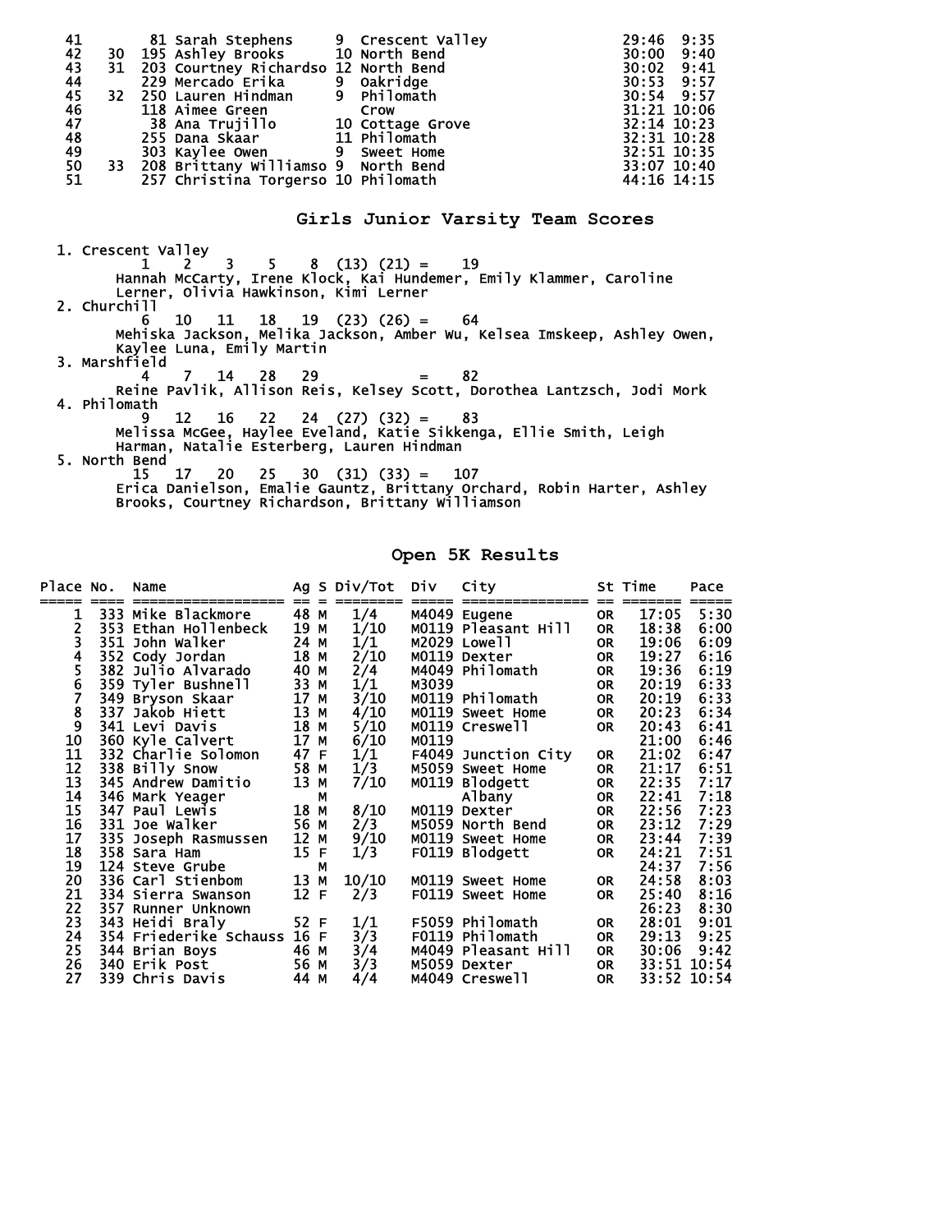| | | | | | | |
|---|---|---|---|---|---|---|
| 41 | | 81 | Sarah Stephens | 9 | Crescent Valley | 29:46 | 9:35 |
| 42 | 30 | 195 | Ashley Brooks | 10 | North Bend | 30:00 | 9:40 |
| 43 | 31 | 203 | Courtney Richardso | 12 | North Bend | 30:02 | 9:41 |
| 44 | | 229 | Mercado Erika | 9 | Oakridge | 30:53 | 9:57 |
| 45 | 32 | 250 | Lauren Hindman | 9 | Philomath | 30:54 | 9:57 |
| 46 | | 118 | Aimee Green | | Crow | 31:21 | 10:06 |
| 47 | | 38 | Ana Trujillo | 10 | Cottage Grove | 32:14 | 10:23 |
| 48 | | 255 | Dana Skaar | 11 | Philomath | 32:31 | 10:28 |
| 49 | | 303 | Kaylee Owen | 9 | Sweet Home | 32:51 | 10:35 |
| 50 | 33 | 208 | Brittany Williamso | 9 | North Bend | 33:07 | 10:40 |
| 51 | | 257 | Christina Torgerso | 10 | Philomath | 44:16 | 14:15 |

## Girls Junior Varsity Team Scores

1. Crescent Valley
   1 2 3 5 8 (13) (21) = 19
   Hannah McCarty, Irene Klock, Kai Hundemer, Emily Klammer, Caroline Lerner, Olivia Hawkinson, Kimi Lerner
2. Churchill
   6 10 11 18 19 (23) (26) = 64
   Mehiska Jackson, Melika Jackson, Amber Wu, Kelsea Imskeep, Ashley Owen, Kaylee Luna, Emily Martin
3. Marshfield
   4 7 14 28 29 = 82
   Reine Pavlik, Allison Reis, Kelsey Scott, Dorothea Lantzsch, Jodi Mork
4. Philomath
   9 12 16 22 24 (27) (32) = 83
   Melissa McGee, Haylee Eveland, Katie Sikkenga, Ellie Smith, Leigh Harman, Natalie Esterberg, Lauren Hindman
5. North Bend
   15 17 20 25 30 (31) (33) = 107
   Erica Danielson, Emalie Gauntz, Brittany Orchard, Robin Harter, Ashley Brooks, Courtney Richardson, Brittany Williamson

## Open 5K Results

| Place | No. | Name | Ag | S | Div/Tot | Div | City | St | Time | Pace |
|---|---|---|---|---|---|---|---|---|---|---|
| 1 | 333 | Mike Blackmore | 48 | M | 1/4 | M4049 | Eugene | OR | 17:05 | 5:30 |
| 2 | 353 | Ethan Hollenbeck | 19 | M | 1/10 | M0119 | Pleasant Hill | OR | 18:38 | 6:00 |
| 3 | 351 | John Walker | 24 | M | 1/1 | M2029 | Lowell | OR | 19:06 | 6:09 |
| 4 | 352 | Cody Jordan | 18 | M | 2/10 | M0119 | Dexter | OR | 19:27 | 6:16 |
| 5 | 382 | Julio Alvarado | 40 | M | 2/4 | M4049 | Philomath | OR | 19:36 | 6:19 |
| 6 | 359 | Tyler Bushnell | 33 | M | 1/1 | M3039 | | OR | 20:19 | 6:33 |
| 7 | 349 | Bryson Skaar | 17 | M | 3/10 | M0119 | Philomath | OR | 20:19 | 6:33 |
| 8 | 337 | Jakob Hiett | 13 | M | 4/10 | M0119 | Sweet Home | OR | 20:23 | 6:34 |
| 9 | 341 | Levi Davis | 18 | M | 5/10 | M0119 | Creswell | OR | 20:43 | 6:41 |
| 10 | 360 | Kyle Calvert | 17 | M | 6/10 | M0119 | | | 21:00 | 6:46 |
| 11 | 332 | Charlie Solomon | 47 | F | 1/1 | F4049 | Junction City | OR | 21:02 | 6:47 |
| 12 | 338 | Billy Snow | 58 | M | 1/3 | M5059 | Sweet Home | OR | 21:17 | 6:51 |
| 13 | 345 | Andrew Damitio | 13 | M | 7/10 | M0119 | Blodgett | OR | 22:35 | 7:17 |
| 14 | 346 | Mark Yeager | | M | | | Albany | OR | 22:41 | 7:18 |
| 15 | 347 | Paul Lewis | 18 | M | 8/10 | M0119 | Dexter | OR | 22:56 | 7:23 |
| 16 | 331 | Joe Walker | 56 | M | 2/3 | M5059 | North Bend | OR | 23:12 | 7:29 |
| 17 | 335 | Joseph Rasmussen | 12 | M | 9/10 | M0119 | Sweet Home | OR | 23:44 | 7:39 |
| 18 | 358 | Sara Ham | 15 | F | 1/3 | F0119 | Blodgett | OR | 24:21 | 7:51 |
| 19 | 124 | Steve Grube | | M | | | | | 24:37 | 7:56 |
| 20 | 336 | Carl Stienbom | 13 | M | 10/10 | M0119 | Sweet Home | OR | 24:58 | 8:03 |
| 21 | 334 | Sierra Swanson | 12 | F | 2/3 | F0119 | Sweet Home | OR | 25:40 | 8:16 |
| 22 | 357 | Runner Unknown | | | | | | | 26:23 | 8:30 |
| 23 | 343 | Heidi Braly | 52 | F | 1/1 | F5059 | Philomath | OR | 28:01 | 9:01 |
| 24 | 354 | Friederike Schauss | 16 | F | 3/3 | F0119 | Philomath | OR | 29:13 | 9:25 |
| 25 | 344 | Brian Boys | 46 | M | 3/4 | M4049 | Pleasant Hill | OR | 30:06 | 9:42 |
| 26 | 340 | Erik Post | 56 | M | 3/3 | M5059 | Dexter | OR | 33:51 | 10:54 |
| 27 | 339 | Chris Davis | 44 | M | 4/4 | M4049 | Creswell | OR | 33:52 | 10:54 |